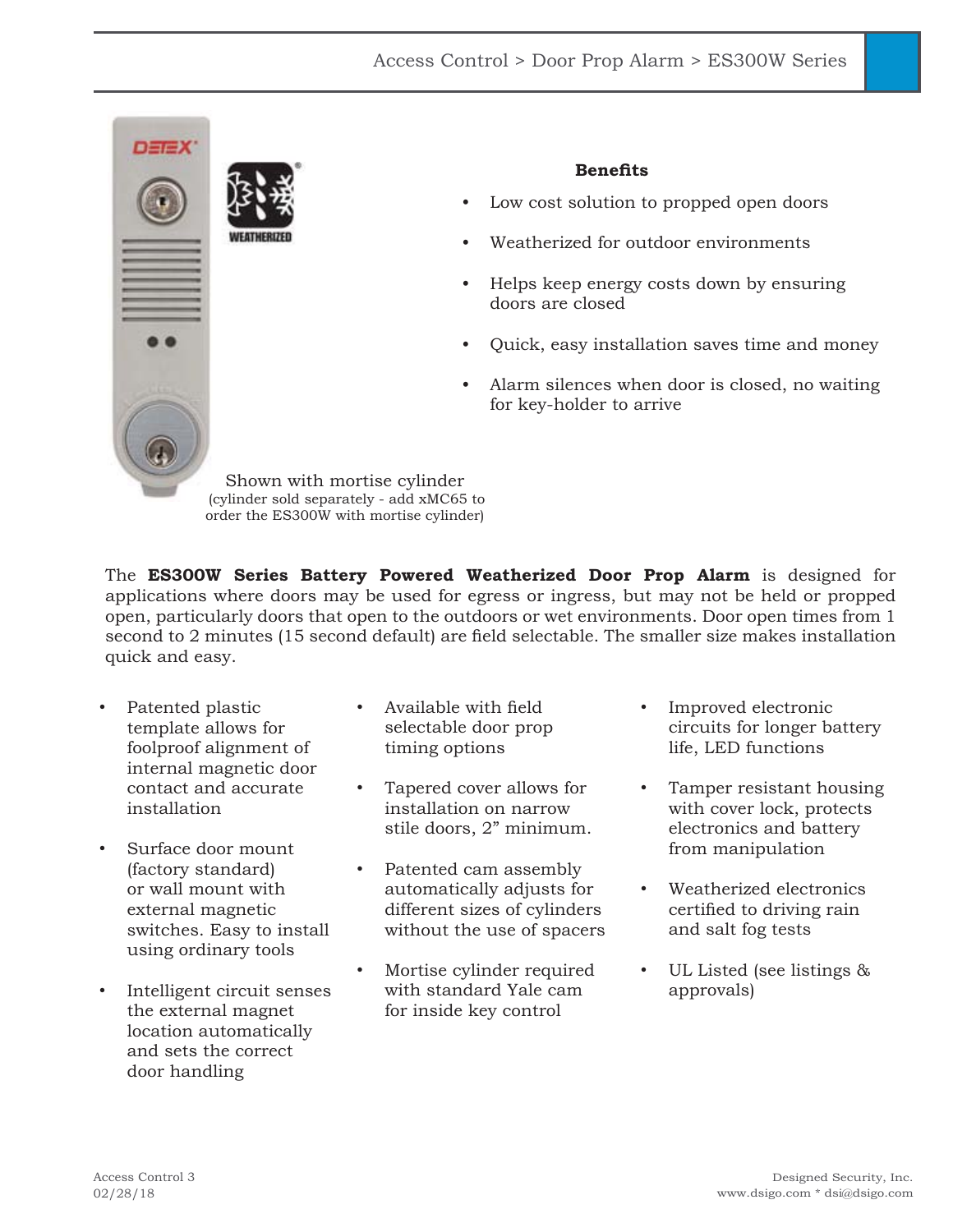Access Control > Door Prop Alarm > ES300W Series

### Benefits

- Low cost solution to propped open doors
- Weatherized for outdoor environments
- Helps keep energy costs down by ensuring doors are closed
- Quick, easy installation saves time and money
- Alarm silences when door is closed, no waiting for key-holder to arrive

Shown with mortise cylinder
(cylinder sold separately - add xMC65 to order the ES300W with mortise cylinder)

The **ES300W Series Battery Powered Weatherized Door Prop Alarm** is designed for applications where doors may be used for egress or ingress, but may not be held or propped open, particularly doors that open to the outdoors or wet environments. Door open times from 1 second to 2 minutes (15 second default) are field selectable. The smaller size makes installation quick and easy.

- Patented plastic template allows for foolproof alignment of internal magnetic door contact and accurate installation
- Surface door mount (factory standard) or wall mount with external magnetic switches. Easy to install using ordinary tools
- Intelligent circuit senses the external magnet location automatically and sets the correct door handling
- Available with field selectable door prop timing options
- Tapered cover allows for installation on narrow stile doors, 2" minimum.
- Patented cam assembly automatically adjusts for different sizes of cylinders without the use of spacers
- Mortise cylinder required with standard Yale cam for inside key control
- Improved electronic circuits for longer battery life, LED functions
- Tamper resistant housing with cover lock, protects electronics and battery from manipulation
- Weatherized electronics certified to driving rain and salt fog tests
- UL Listed (see listings & approvals)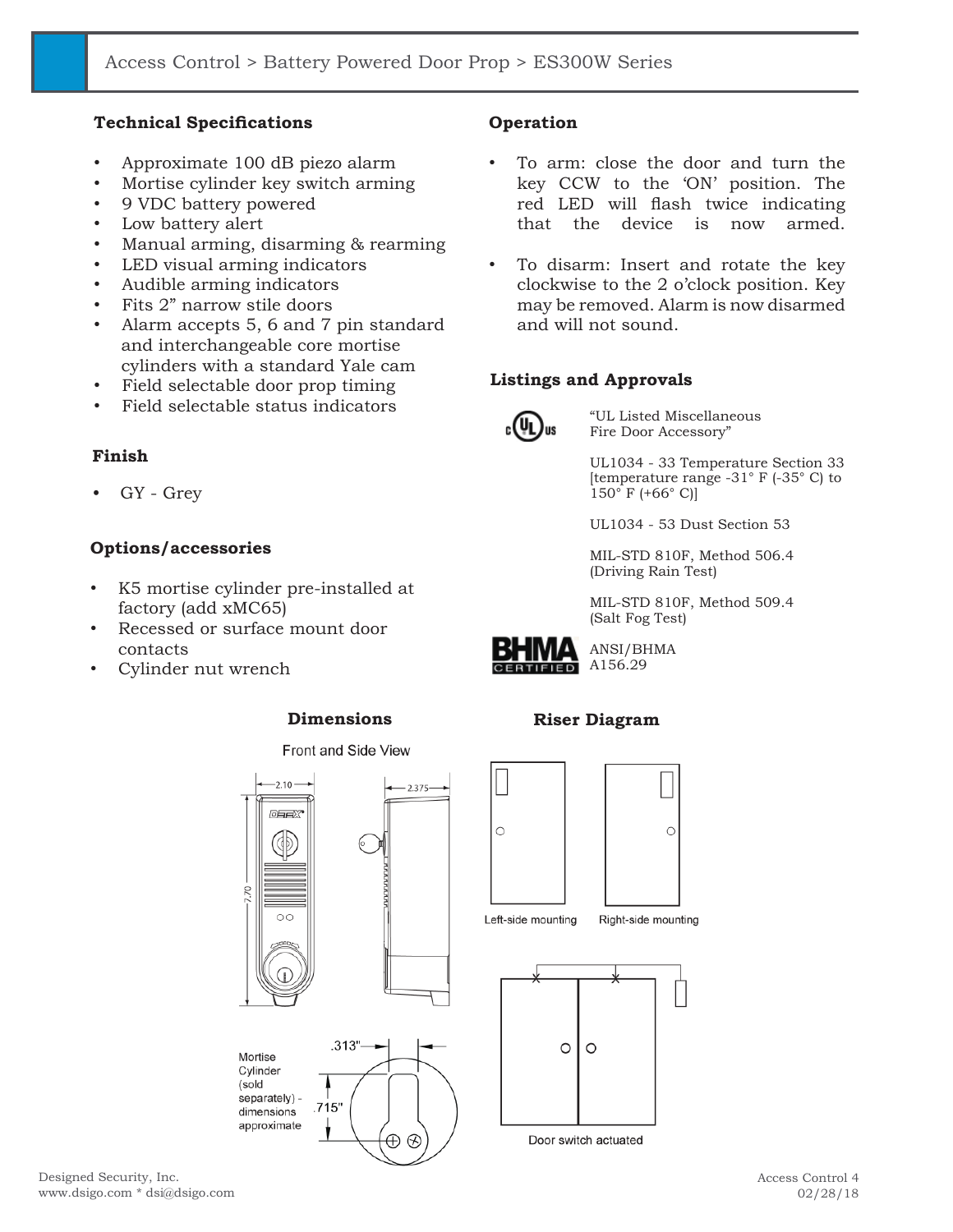Access Control > Battery Powered Door Prop > ES300W Series

## Technical Specifications

- Approximate 100 dB piezo alarm
- Mortise cylinder key switch arming
- 9 VDC battery powered
- Low battery alert
- Manual arming, disarming & rearming
- LED visual arming indicators
- Audible arming indicators
- Fits 2" narrow stile doors
- Alarm accepts 5, 6 and 7 pin standard and interchangeable core mortise cylinders with a standard Yale cam
- Field selectable door prop timing
- Field selectable status indicators

## Finish

- GY - Grey

## Options/accessories

- K5 mortise cylinder pre-installed at factory (add xMC65)
- Recessed or surface mount door contacts
- Cylinder nut wrench

## Operation

- To arm: close the door and turn the key CCW to the 'ON' position. The red LED will flash twice indicating that the device is now armed.
- To disarm: Insert and rotate the key clockwise to the 2 o'clock position. Key may be removed. Alarm is now disarmed and will not sound.

## Listings and Approvals

"UL Listed Miscellaneous Fire Door Accessory"

UL1034 - 33 Temperature Section 33 [temperature range -31° F (-35° C) to 150° F (+66° C)]

UL1034 - 53 Dust Section 53

MIL-STD 810F, Method 506.4 (Driving Rain Test)

MIL-STD 810F, Method 509.4 (Salt Fog Test)

ANSI/BHMA A156.29

## Dimensions

Front and Side View

2.10

2.375

7.70

Mortise Cylinder (sold separately) - dimensions approximate

.313"

.715"

## Riser Diagram

Left-side mounting

Right-side mounting

Door switch actuated